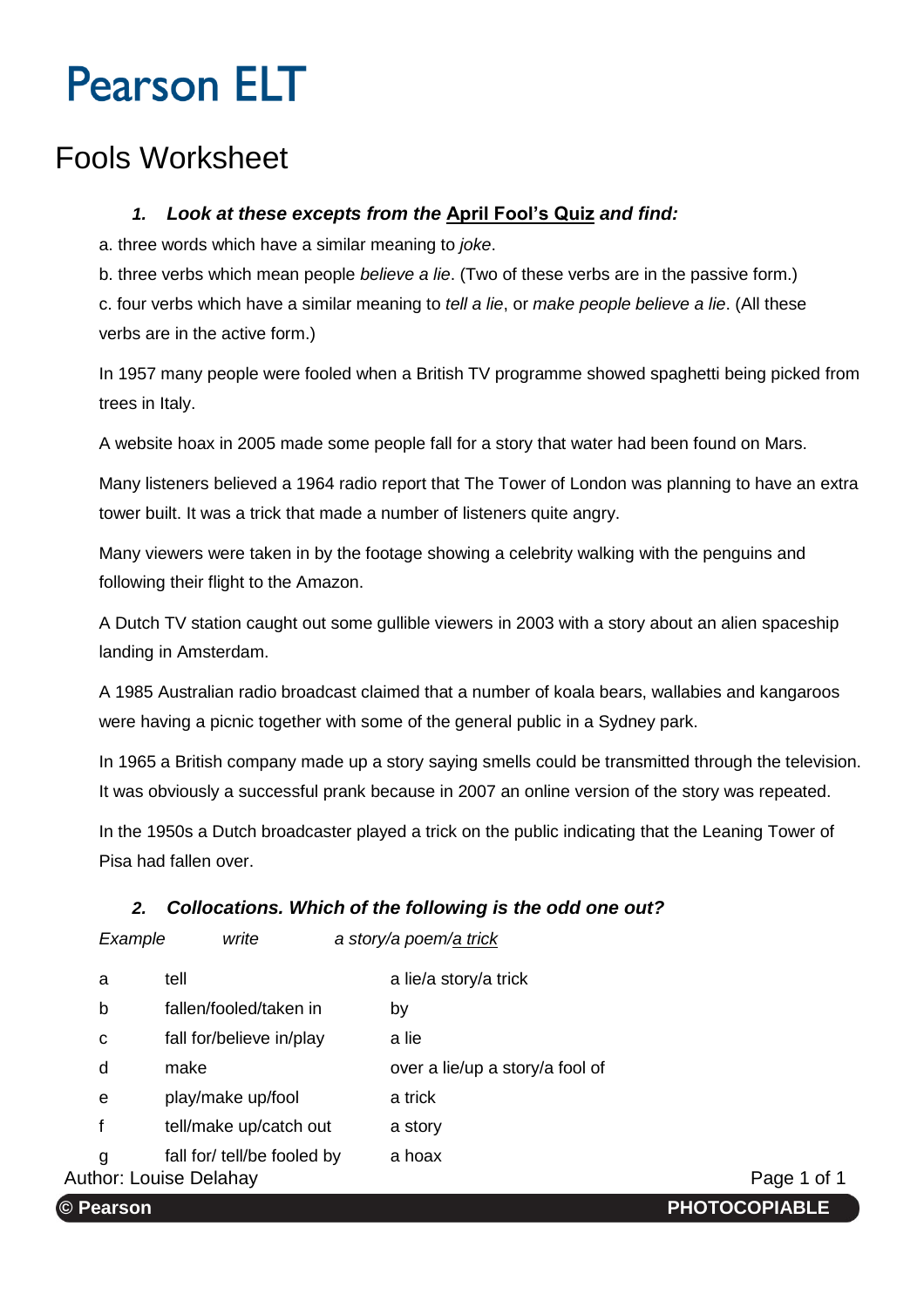# Pearson ELT

## Fools Worksheet

### *1. Look at these excepts from the* **April Fool's Quiz** *and find:*

a. three words which have a similar meaning to *joke*.

b. three verbs which mean people *believe a lie*. (Two of these verbs are in the passive form.)

c. four verbs which have a similar meaning to *tell a lie*, or *make people believe a lie*. (All these verbs are in the active form.)

In 1957 many people were fooled when a British TV programme showed spaghetti being picked from trees in Italy.

A website hoax in 2005 made some people fall for a story that water had been found on Mars.

Many listeners believed a 1964 radio report that The Tower of London was planning to have an extra tower built. It was a trick that made a number of listeners quite angry.

Many viewers were taken in by the footage showing a celebrity walking with the penguins and following their flight to the Amazon.

A Dutch TV station caught out some gullible viewers in 2003 with a story about an alien spaceship landing in Amsterdam.

A 1985 Australian radio broadcast claimed that a number of koala bears, wallabies and kangaroos were having a picnic together with some of the general public in a Sydney park.

In 1965 a British company made up a story saying smells could be transmitted through the television. It was obviously a successful prank because in 2007 an online version of the story was repeated.

In the 1950s a Dutch broadcaster played a trick on the public indicating that the Leaning Tower of Pisa had fallen over.

### *2. Collocations. Which of the following is the odd one out?*

| *Example* | *write* | *a story/a poem/a trick* |
|---|---|---|
| a | tell | a lie/a story/a trick |
| b | fallen/fooled/taken in | by |
| c | fall for/believe in/play | a lie |
| d | make | over a lie/up a story/a fool of |
| e | play/make up/fool | a trick |
| f | tell/make up/catch out | a story |
| g | fall for/ tell/be fooled by | a hoax |

Author: Louise Delahay

© Pearson PHOTOCOPIABLE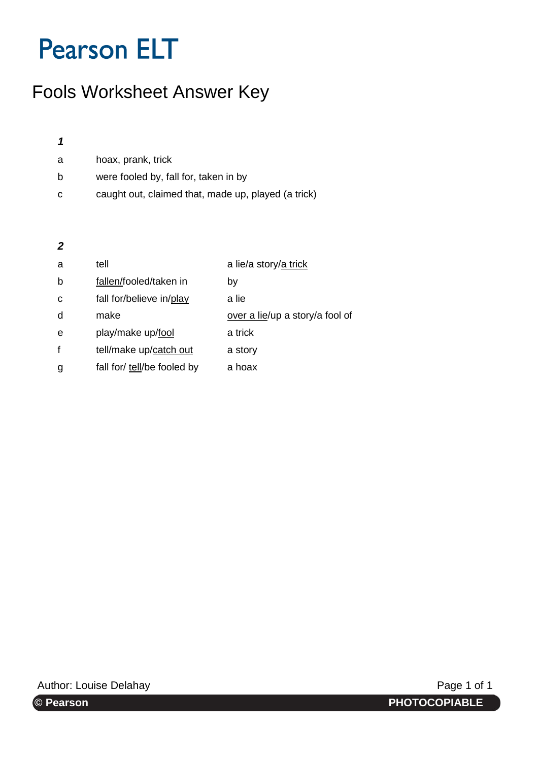# Pearson ELT

## Fools Worksheet Answer Key

***1***

a hoax, prank, trick

b were fooled by, fall for, taken in by

c caught out, claimed that, made up, played (a trick)

***2***

| | | |
|---|---|---|
| a | tell | a lie/a story/<u>a trick</u> |
| b | <u>fallen</u>/fooled/taken in | by |
| c | fall for/believe in/<u>play</u> | a lie |
| d | make | <u>over a lie</u>/up a story/a fool of |
| e | play/make up/<u>fool</u> | a trick |
| f | tell/make up/<u>catch out</u> | a story |
| g | fall for/ <u>tell</u>/be fooled by | a hoax |

Author: Louise Delahay

© Pearson PHOTOCOPIABLE